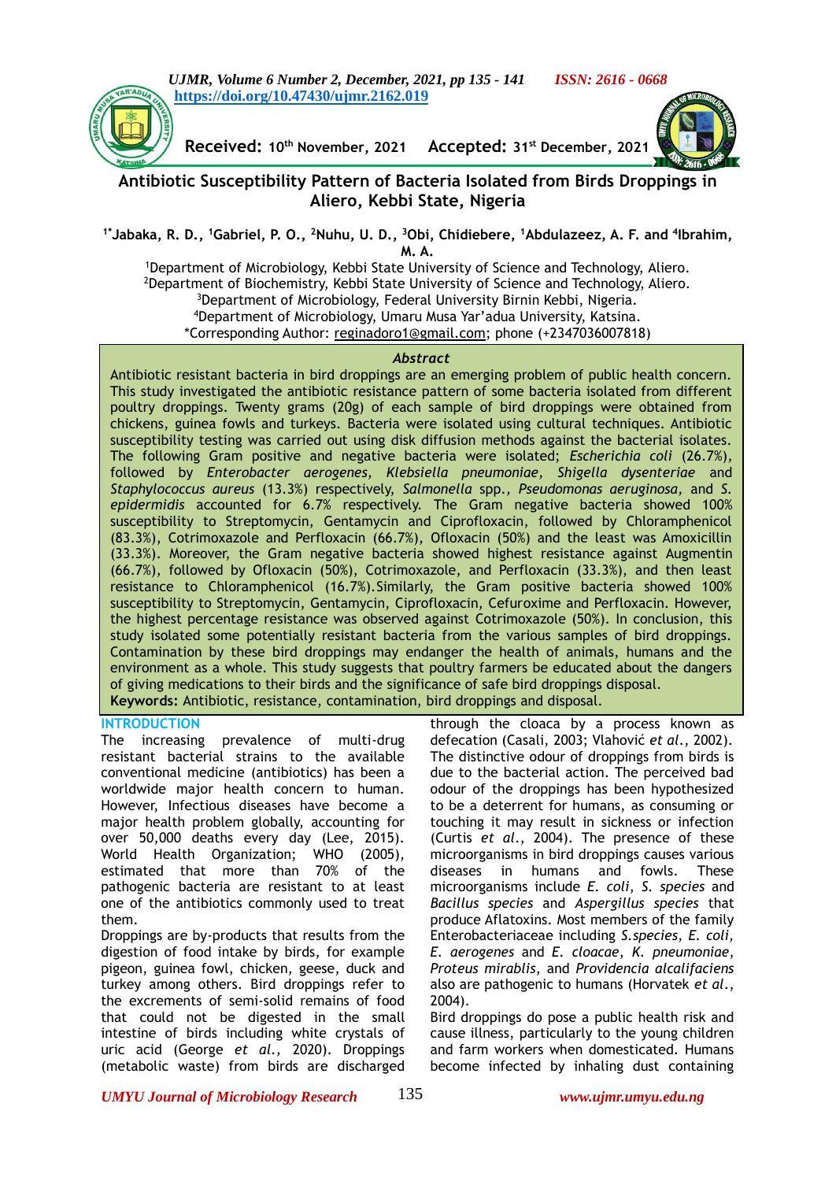Received: 10th November, 2021 Accepted: 31st December, 2021

# Antibiotic Susceptibility Pattern of Bacteria Isolated from Birds Droppings in Aliero, Kebbi State, Nigeria

**[1*]Jabaka, R. D., [1]Gabriel, P. O., [2]Nuhu, U. D., [3]Obi, Chidiebere, [1]Abdulazeez, A. F. and [4]Ibrahim, M. A.**

[1]Department of Microbiology, Kebbi State University of Science and Technology, Aliero.
[2]Department of Biochemistry, Kebbi State University of Science and Technology, Aliero.
[3]Department of Microbiology, Federal University Birnin Kebbi, Nigeria.
[4]Department of Microbiology, Umaru Musa Yar'adua University, Katsina.
*Corresponding Author: reginadoro1@gmail.com; phone (+2347036007818)

### *Abstract*

Antibiotic resistant bacteria in bird droppings are an emerging problem of public health concern. This study investigated the antibiotic resistance pattern of some bacteria isolated from different poultry droppings. Twenty grams (20g) of each sample of bird droppings were obtained from chickens, guinea fowls and turkeys. Bacteria were isolated using cultural techniques. Antibiotic susceptibility testing was carried out using disk diffusion methods against the bacterial isolates. The following Gram positive and negative bacteria were isolated; *Escherichia coli* (26.7%), followed by *Enterobacter aerogenes, Klebsiella pneumoniae, Shigella dysenteriae* and *Staphylococcus aureus* (13.3%) respectively, *Salmonella* spp., *Pseudomonas aeruginosa*, and *S. epidermidis* accounted for 6.7% respectively. The Gram negative bacteria showed 100% susceptibility to Streptomycin, Gentamycin and Ciprofloxacin, followed by Chloramphenicol (83.3%), Cotrimoxazole and Perfloxacin (66.7%), Ofloxacin (50%) and the least was Amoxicillin (33.3%). Moreover, the Gram negative bacteria showed highest resistance against Augmentin (66.7%), followed by Ofloxacin (50%), Cotrimoxazole, and Perfloxacin (33.3%), and then least resistance to Chloramphenicol (16.7%).Similarly, the Gram positive bacteria showed 100% susceptibility to Streptomycin, Gentamycin, Ciprofloxacin, Cefuroxime and Perfloxacin. However, the highest percentage resistance was observed against Cotrimoxazole (50%). In conclusion, this study isolated some potentially resistant bacteria from the various samples of bird droppings. Contamination by these bird droppings may endanger the health of animals, humans and the environment as a whole. This study suggests that poultry farmers be educated about the dangers of giving medications to their birds and the significance of safe bird droppings disposal.

**Keywords:** Antibiotic, resistance, contamination, bird droppings and disposal.

## INTRODUCTION

The increasing prevalence of multi-drug resistant bacterial strains to the available conventional medicine (antibiotics) has been a worldwide major health concern to human. However, Infectious diseases have become a major health problem globally, accounting for over 50,000 deaths every day (Lee, 2015). World Health Organization; WHO (2005), estimated that more than 70% of the pathogenic bacteria are resistant to at least one of the antibiotics commonly used to treat them.

Droppings are by-products that results from the digestion of food intake by birds, for example pigeon, guinea fowl, chicken, geese, duck and turkey among others. Bird droppings refer to the excrements of semi-solid remains of food that could not be digested in the small intestine of birds including white crystals of uric acid (George *et al.,* 2020). Droppings (metabolic waste) from birds are discharged through the cloaca by a process known as defecation (Casali, 2003; Vlahović *et al*., 2002). The distinctive odour of droppings from birds is due to the bacterial action. The perceived bad odour of the droppings has been hypothesized to be a deterrent for humans, as consuming or touching it may result in sickness or infection (Curtis *et al*., 2004). The presence of these microorganisms in bird droppings causes various diseases in humans and fowls. These microorganisms include *E. coli*, *S. species* and *Bacillus species* and *Aspergillus species* that produce Aflatoxins. Most members of the family Enterobacteriaceae including *S.species, E. coli, E. aerogenes* and *E. cloacae*, *K. pneumoniae*, *Proteus mirablis*, and *Providencia alcalifaciens* also are pathogenic to humans (Horvatek *et al*., 2004).

Bird droppings do pose a public health risk and cause illness, particularly to the young children and farm workers when domesticated. Humans become infected by inhaling dust containing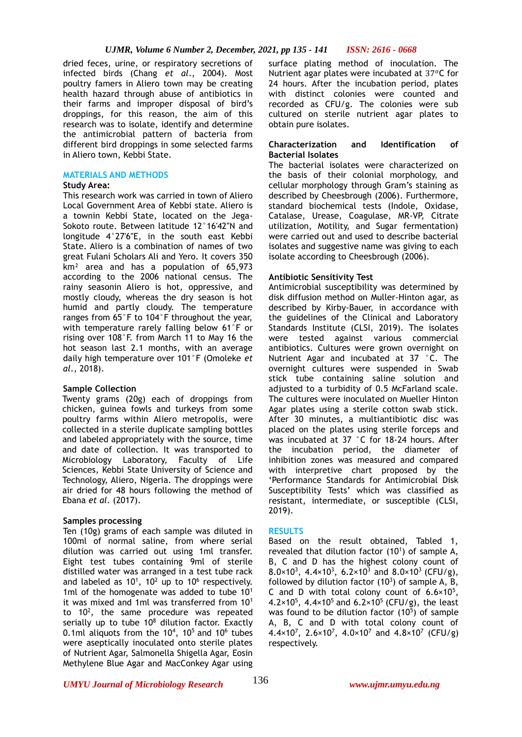dried feces, urine, or respiratory secretions of infected birds (Chang *et al*., 2004). Most poultry famers in Aliero town may be creating health hazard through abuse of antibiotics in their farms and improper disposal of bird's droppings, for this reason, the aim of this research was to isolate, identify and determine the antimicrobial pattern of bacteria from different bird droppings in some selected farms in Aliero town, Kebbi State.

## MATERIALS AND METHODS

**Study Area:**

This research work was carried in town of Aliero Local Government Area of Kebbi state. Aliero is a townin Kebbi State, located on the Jega-Sokoto route. Between latitude 12°16′42″N and longitude 4°27′6″E, in the south east Kebbi State. Aliero is a combination of names of two great Fulani Scholars Ali and Yero. It covers 350 $km^2$ area and has a population of 65,973 according to the 2006 national census. The rainy seasonin Aliero is hot, oppressive, and mostly cloudy, whereas the dry season is hot humid and partly cloudy. The temperature ranges from 65°F to 104°F throughout the year, with temperature rarely falling below 61°F or rising over 108°F. from March 11 to May 16 the hot season last 2.1 months, with an average daily high temperature over 101°F (Omoleke *et al*., 2018).

**Sample Collection**

Twenty grams (20g) each of droppings from chicken, guinea fowls and turkeys from some poultry farms within Aliero metropolis, were collected in a sterile duplicate sampling bottles and labeled appropriately with the source, time and date of collection. It was transported to Microbiology Laboratory, Faculty of Life Sciences, Kebbi State University of Science and Technology, Aliero, Nigeria. The droppings were air dried for 48 hours following the method of Ebana *et al*. (2017).

**Samples processing**

Ten (10g) grams of each sample was diluted in 100ml of normal saline, from where serial dilution was carried out using 1ml transfer. Eight test tubes containing 9ml of sterile distilled water was arranged in a test tube rack and labeled as $10^1$, $10^2$ up to $10^6$ respectively. 1ml of the homogenate was added to tube $10^1$ it was mixed and 1ml was transferred from $10^1$ to $10^2$, the same procedure was repeated serially up to tube $10^8$ dilution factor. Exactly 0.1ml aliquots from the $10^4$, $10^5$ and $10^6$ tubes were aseptically inoculated onto sterile plates of Nutrient Agar, Salmonella Shigella Agar, Eosin Methylene Blue Agar and MacConkey Agar using surface plating method of inoculation. The Nutrient agar plates were incubated at 37°C for 24 hours. After the incubation period, plates with distinct colonies were counted and recorded as CFU/g. The colonies were sub cultured on sterile nutrient agar plates to obtain pure isolates.

**Characterization and Identification of Bacterial Isolates**

The bacterial isolates were characterized on the basis of their colonial morphology, and cellular morphology through Gram's staining as described by Cheesbrough (2006). Furthermore, standard biochemical tests (Indole, Oxidase, Catalase, Urease, Coagulase, MR-VP, Citrate utilization, Motility, and Sugar fermentation) were carried out and used to describe bacterial isolates and suggestive name was giving to each isolate according to Cheesbrough (2006).

**Antibiotic Sensitivity Test**

Antimicrobial susceptibility was determined by disk diffusion method on Muller-Hinton agar, as described by Kirby-Bauer, in accordance with the guidelines of the Clinical and Laboratory Standards Institute (CLSI, 2019). The isolates were tested against various commercial antibiotics. Cultures were grown overnight on Nutrient Agar and incubated at 37 °C. The overnight cultures were suspended in Swab stick tube containing saline solution and adjusted to a turbidity of 0.5 McFarland scale. The cultures were inoculated on Mueller Hinton Agar plates using a sterile cotton swab stick. After 30 minutes, a multiantibiotic disc was placed on the plates using sterile forceps and was incubated at 37 °C for 18-24 hours. After the incubation period, the diameter of inhibition zones was measured and compared with interpretive chart proposed by the 'Performance Standards for Antimicrobial Disk Susceptibility Tests' which was classified as resistant, intermediate, or susceptible (CLSI, 2019).

## RESULTS

Based on the result obtained, Tabled 1, revealed that dilution factor ($10^1$) of sample A, B, C and D has the highest colony count of $8.0\times10^3$, $4.4\times10^3$, $6.2\times10^3$ and $8.0\times10^3$ (CFU/g), followed by dilution factor ($10^3$) of sample A, B, C and D with total colony count of $6.6\times10^5$, $4.2\times10^5$, $4.4\times10^5$ and $6.2\times10^5$ (CFU/g), the least was found to be dilution factor ($10^5$) of sample A, B, C and D with total colony count of $4.4\times10^7$, $2.6\times10^7$, $4.0\times10^7$ and $4.8\times10^7$ (CFU/g) respectively.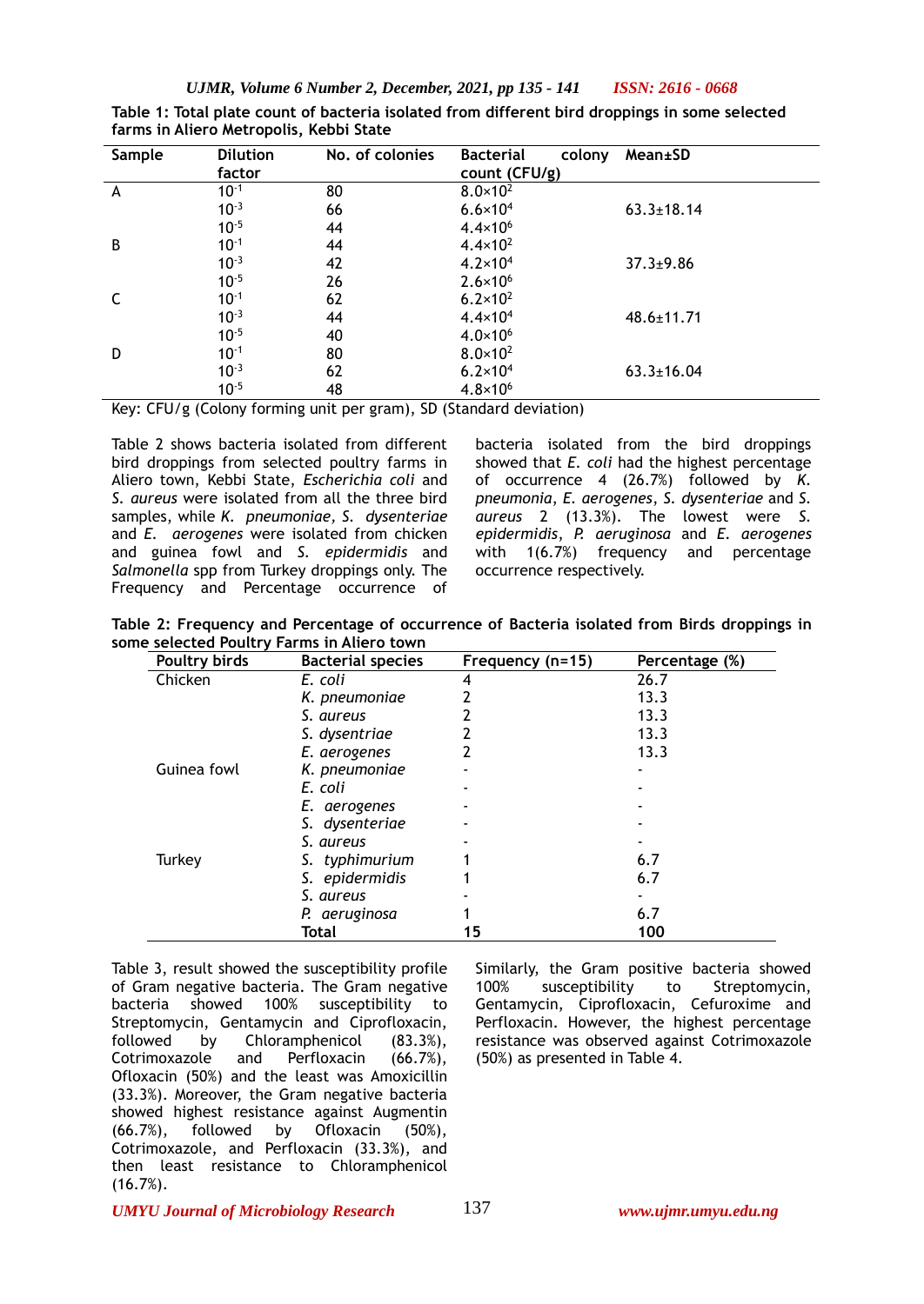**Table 1: Total plate count of bacteria isolated from different bird droppings in some selected farms in Aliero Metropolis, Kebbi State**

| Sample | Dilution factor | No. of colonies | Bacterial colony count (CFU/g) | Mean±SD |
|---|---|---|---|---|
| A | $10^{-1}$ | 80 | $8.0\times10^{2}$ | |
| | $10^{-3}$ | 66 | $6.6\times10^{4}$ | 63.3±18.14 |
| | $10^{-5}$ | 44 | $4.4\times10^{6}$ | |
| B | $10^{-1}$ | 44 | $4.4\times10^{2}$ | |
| | $10^{-3}$ | 42 | $4.2\times10^{4}$ | 37.3±9.86 |
| | $10^{-5}$ | 26 | $2.6\times10^{6}$ | |
| C | $10^{-1}$ | 62 | $6.2\times10^{2}$ | |
| | $10^{-3}$ | 44 | $4.4\times10^{4}$ | 48.6±11.71 |
| | $10^{-5}$ | 40 | $4.0\times10^{6}$ | |
| D | $10^{-1}$ | 80 | $8.0\times10^{2}$ | |
| | $10^{-3}$ | 62 | $6.2\times10^{4}$ | 63.3±16.04 |
| | $10^{-5}$ | 48 | $4.8\times10^{6}$ | |

Key: CFU/g (Colony forming unit per gram), SD (Standard deviation)

Table 2 shows bacteria isolated from different bird droppings from selected poultry farms in Aliero town, Kebbi State, *Escherichia coli* and *S. aureus* were isolated from all the three bird samples, while *K. pneumoniae, S. dysenteriae* and *E. aerogenes* were isolated from chicken and guinea fowl and *S. epidermidis* and *Salmonella* spp from Turkey droppings only. The Frequency and Percentage occurrence of bacteria isolated from the bird droppings showed that *E. coli* had the highest percentage of occurrence 4 (26.7%) followed by *K. pneumonia*, *E. aerogenes*, *S. dysenteriae* and *S. aureus* 2 (13.3%). The lowest were *S. epidermidis*, *P. aeruginosa* and *E. aerogenes* with 1(6.7%) frequency and percentage occurrence respectively.

**Table 2: Frequency and Percentage of occurrence of Bacteria isolated from Birds droppings in some selected Poultry Farms in Aliero town**

| Poultry birds | Bacterial species | Frequency (n=15) | Percentage (%) |
|---|---|---|---|
| Chicken | *E. coli* | 4 | 26.7 |
| | *K. pneumoniae* | 2 | 13.3 |
| | *S. aureus* | 2 | 13.3 |
| | *S. dysentriae* | 2 | 13.3 |
| | *E. aerogenes* | 2 | 13.3 |
| Guinea fowl | *K. pneumoniae* | - | - |
| | *E. coli* | - | - |
| | *E. aerogenes* | - | - |
| | *S. dysenteriae* | - | - |
| | *S. aureus* | - | - |
| Turkey | *S. typhimurium* | 1 | 6.7 |
| | *S. epidermidis* | 1 | 6.7 |
| | *S. aureus* | - | - |
| | *P. aeruginosa* | 1 | 6.7 |
| | **Total** | **15** | **100** |

Table 3, result showed the susceptibility profile of Gram negative bacteria. The Gram negative bacteria showed 100% susceptibility to Streptomycin, Gentamycin and Ciprofloxacin, followed by Chloramphenicol (83.3%), Cotrimoxazole and Perfloxacin (66.7%), Ofloxacin (50%) and the least was Amoxicillin (33.3%). Moreover, the Gram negative bacteria showed highest resistance against Augmentin (66.7%), followed by Ofloxacin (50%), Cotrimoxazole, and Perfloxacin (33.3%), and then least resistance to Chloramphenicol (16.7%).

Similarly, the Gram positive bacteria showed 100% susceptibility to Streptomycin, Gentamycin, Ciprofloxacin, Cefuroxime and Perfloxacin. However, the highest percentage resistance was observed against Cotrimoxazole (50%) as presented in Table 4.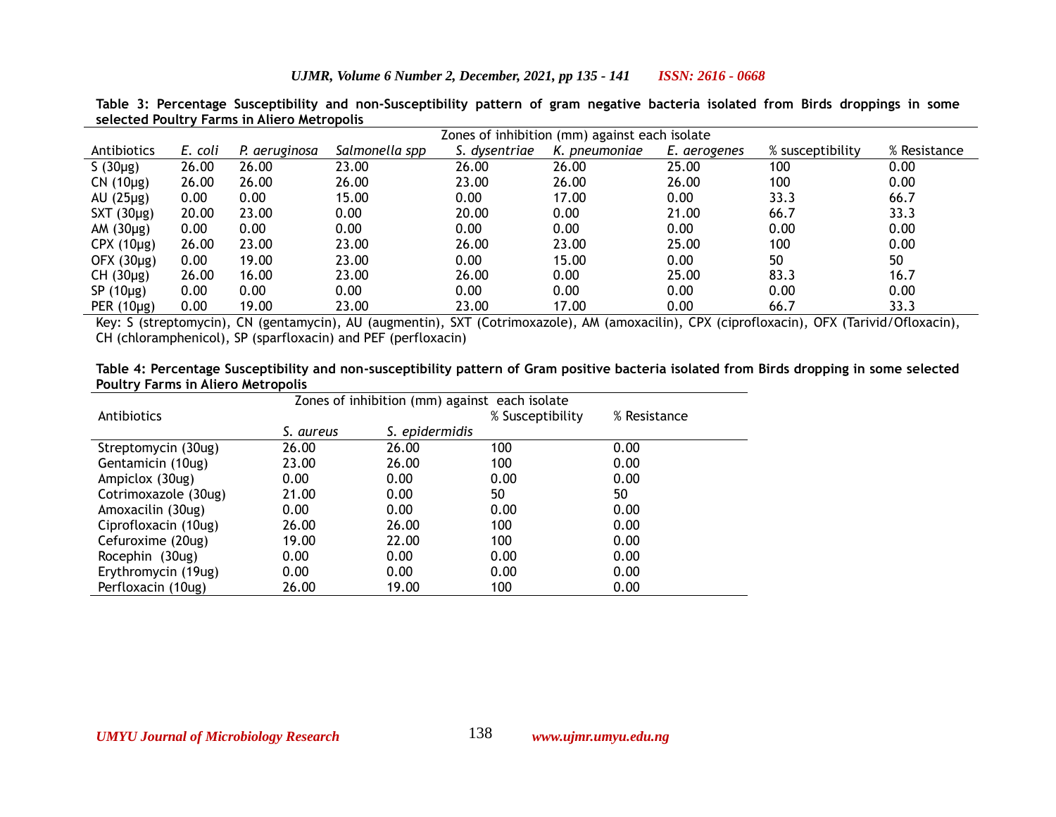**Table 3: Percentage Susceptibility and non-Susceptibility pattern of gram negative bacteria isolated from Birds droppings in some selected Poultry Farms in Aliero Metropolis**

| | Zones of inhibition (mm) against each isolate | | | | | | | |
|---|---|---|---|---|---|---|---|---|
| Antibiotics | *E. coli* | *P. aeruginosa* | *Salmonella spp* | *S. dysentriae* | *K. pneumoniae* | *E. aerogenes* | % susceptibility | % Resistance |
| S (30µg) | 26.00 | 26.00 | 23.00 | 26.00 | 26.00 | 25.00 | 100 | 0.00 |
| CN (10µg) | 26.00 | 26.00 | 26.00 | 23.00 | 26.00 | 26.00 | 100 | 0.00 |
| AU (25µg) | 0.00 | 0.00 | 15.00 | 0.00 | 17.00 | 0.00 | 33.3 | 66.7 |
| SXT (30µg) | 20.00 | 23.00 | 0.00 | 20.00 | 0.00 | 21.00 | 66.7 | 33.3 |
| AM (30µg) | 0.00 | 0.00 | 0.00 | 0.00 | 0.00 | 0.00 | 0.00 | 0.00 |
| CPX (10µg) | 26.00 | 23.00 | 23.00 | 26.00 | 23.00 | 25.00 | 100 | 0.00 |
| OFX (30µg) | 0.00 | 19.00 | 23.00 | 0.00 | 15.00 | 0.00 | 50 | 50 |
| CH (30µg) | 26.00 | 16.00 | 23.00 | 26.00 | 0.00 | 25.00 | 83.3 | 16.7 |
| SP (10µg) | 0.00 | 0.00 | 0.00 | 0.00 | 0.00 | 0.00 | 0.00 | 0.00 |
| PER (10µg) | 0.00 | 19.00 | 23.00 | 23.00 | 17.00 | 0.00 | 66.7 | 33.3 |

Key: S (streptomycin), CN (gentamycin), AU (augmentin), SXT (Cotrimoxazole), AM (amoxacilin), CPX (ciprofloxacin), OFX (Tarivid/Ofloxacin), CH (chloramphenicol), SP (sparfloxacin) and PEF (perfloxacin)

**Table 4: Percentage Susceptibility and non-susceptibility pattern of Gram positive bacteria isolated from Birds dropping in some selected Poultry Farms in Aliero Metropolis**

| | Zones of inhibition (mm) against each isolate | | | |
|---|---|---|---|---|
| Antibiotics | | | % Susceptibility | % Resistance |
| | *S. aureus* | *S. epidermidis* | | |
| Streptomycin (30ug) | 26.00 | 26.00 | 100 | 0.00 |
| Gentamicin (10ug) | 23.00 | 26.00 | 100 | 0.00 |
| Ampiclox (30ug) | 0.00 | 0.00 | 0.00 | 0.00 |
| Cotrimoxazole (30ug) | 21.00 | 0.00 | 50 | 50 |
| Amoxacilin (30ug) | 0.00 | 0.00 | 0.00 | 0.00 |
| Ciprofloxacin (10ug) | 26.00 | 26.00 | 100 | 0.00 |
| Cefuroxime (20ug) | 19.00 | 22.00 | 100 | 0.00 |
| Rocephin (30ug) | 0.00 | 0.00 | 0.00 | 0.00 |
| Erythromycin (19ug) | 0.00 | 0.00 | 0.00 | 0.00 |
| Perfloxacin (10ug) | 26.00 | 19.00 | 100 | 0.00 |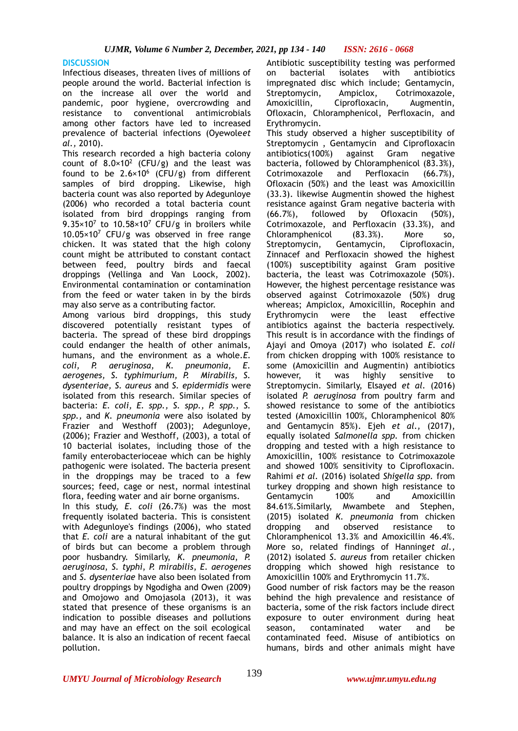## DISCUSSION

Infectious diseases, threaten lives of millions of people around the world. Bacterial infection is on the increase all over the world and pandemic, poor hygiene, overcrowding and resistance to conventional antimicrobials among other factors have led to increased prevalence of bacterial infections (Oyewole*et al.,* 2010).

This research recorded a high bacteria colony count of $8.0\times10^{2}$ (CFU/g) and the least was found to be $2.6\times10^{6}$ (CFU/g) from different samples of bird dropping. Likewise, high bacteria count was also reported by Adegunloye (2006) who recorded a total bacteria count isolated from bird droppings ranging from $9.35\times10^{7}$ to $10.58\times10^{7}$ CFU/g in broilers while $10.05\times10^{7}$ CFU/g was observed in free range chicken. It was stated that the high colony count might be attributed to constant contact between feed, poultry birds and faecal droppings (Vellinga and Van Loock, 2002). Environmental contamination or contamination from the feed or water taken in by the birds may also serve as a contributing factor.

Among various bird droppings, this study discovered potentially resistant types of bacteria. The spread of these bird droppings could endanger the health of other animals, humans, and the environment as a whole.*E. coli, P. aeruginosa, K. pneumonia, E. aerogenes, S. typhimurium, P. Mirabilis, S. dysenteriae, S. aureus* and *S. epidermidis* were isolated from this research. Similar species of bacteria: *E. coli, E. spp., S. spp., P. spp., S. spp.,* and *K. pneumonia* were also isolated by Frazier and Westhoff (2003); Adegunloye, (2006); Frazier and Westhoff, (2003), a total of 10 bacterial isolates, including those of the family enterobacterioceae which can be highly pathogenic were isolated. The bacteria present in the droppings may be traced to a few sources; feed, cage or nest, normal intestinal flora, feeding water and air borne organisms.

In this study, *E. coli* (26.7%) was the most frequently isolated bacteria. This is consistent with Adegunloye's findings (2006), who stated that *E. coli* are a natural inhabitant of the gut of birds but can become a problem through poor husbandry. Similarly, *K. pneumonia*, *P. aeruginosa*, *S. typhi*, *P. mirabilis*, *E. aerogenes* and *S. dysenteriae* have also been isolated from poultry droppings by Ngodigha and Owen (2009) and Omojowo and Omojasola (2013), it was stated that presence of these organisms is an indication to possible diseases and pollutions and may have an effect on the soil ecological balance. It is also an indication of recent faecal pollution.

Antibiotic susceptibility testing was performed on bacterial isolates with antibiotics impregnated disc which include; Gentamycin, Streptomycin, Ampiclox, Cotrimoxazole, Amoxicillin, Ciprofloxacin, Augmentin, Ofloxacin, Chloramphenicol, Perfloxacin, and Erythromycin.

This study observed a higher susceptibility of Streptomycin , Gentamycin and Ciprofloxacin antibiotics(100%) against Gram negative bacteria, followed by Chloramphenicol (83.3%), Cotrimoxazole and Perfloxacin (66.7%), Ofloxacin (50%) and the least was Amoxicillin (33.3). likewise Augmentin showed the highest resistance against Gram negative bacteria with (66.7%), followed by Ofloxacin (50%), Cotrimoxazole, and Perfloxacin (33.3%), and Chloramphenicol (83.3%). More so, Streptomycin, Gentamycin, Ciprofloxacin, Zinnacef and Perfloxacin showed the highest (100%) susceptibility against Gram positive bacteria, the least was Cotrimoxazole (50%). However, the highest percentage resistance was observed against Cotrimoxazole (50%) drug whereas; Ampiclox, Amoxicillin, Rocephin and Erythromycin were the least effective antibiotics against the bacteria respectively. This result is in accordance with the findings of Ajayi and Omoya (2017) who isolated *E. coli* from chicken dropping with 100% resistance to some (Amoxicillin and Augmentin) antibiotics however, it was highly sensitive to Streptomycin. Similarly, Elsayed *et al*. (2016) isolated *P. aeruginosa* from poultry farm and showed resistance to some of the antibiotics tested (Amoxicillin 100%, Chloramphenicol 80% and Gentamycin 85%). Ejeh *et al.,* (2017), equally isolated *Salmonella spp.* from chicken dropping and tested with a high resistance to Amoxicillin, 100% resistance to Cotrimoxazole and showed 100% sensitivity to Ciprofloxacin. Rahimi *et al.* (2016) isolated *Shigella spp.* from turkey dropping and shown high resistance to Gentamycin 100% and Amoxicillin 84.61%.Similarly, Mwambete and Stephen, (2015) isolated *K. pneumonia* from chicken dropping and observed resistance to Chloramphenicol 13.3% and Amoxicillin 46.4%. More so, related findings of Hanning*et al.,* (2012) isolated *S. aureus* from retailer chicken dropping which showed high resistance to Amoxicillin 100% and Erythromycin 11.7%.

Good number of risk factors may be the reason behind the high prevalence and resistance of bacteria, some of the risk factors include direct exposure to outer environment during heat season, contaminated water and be contaminated feed. Misuse of antibiotics on humans, birds and other animals might have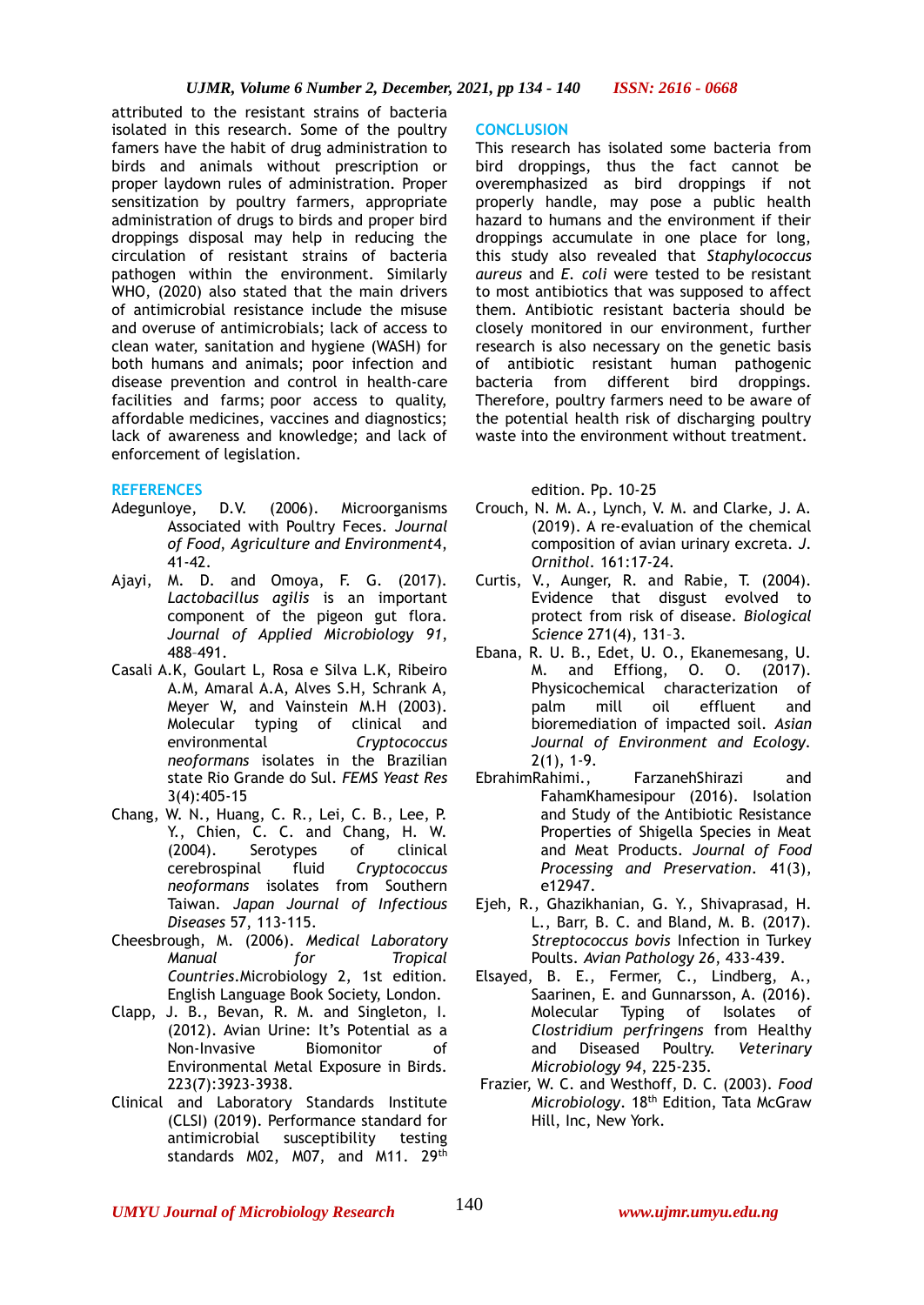attributed to the resistant strains of bacteria isolated in this research. Some of the poultry famers have the habit of drug administration to birds and animals without prescription or proper laydown rules of administration. Proper sensitization by poultry farmers, appropriate administration of drugs to birds and proper bird droppings disposal may help in reducing the circulation of resistant strains of bacteria pathogen within the environment. Similarly WHO, (2020) also stated that the main drivers of antimicrobial resistance include the misuse and overuse of antimicrobials; lack of access to clean water, sanitation and hygiene (WASH) for both humans and animals; poor infection and disease prevention and control in health-care facilities and farms; poor access to quality, affordable medicines, vaccines and diagnostics; lack of awareness and knowledge; and lack of enforcement of legislation.

## CONCLUSION

This research has isolated some bacteria from bird droppings, thus the fact cannot be overemphasized as bird droppings if not properly handle, may pose a public health hazard to humans and the environment if their droppings accumulate in one place for long, this study also revealed that *Staphylococcus aureus* and *E. coli* were tested to be resistant to most antibiotics that was supposed to affect them. Antibiotic resistant bacteria should be closely monitored in our environment, further research is also necessary on the genetic basis of antibiotic resistant human pathogenic bacteria from different bird droppings. Therefore, poultry farmers need to be aware of the potential health risk of discharging poultry waste into the environment without treatment.

## REFERENCES

Adegunloye, D.V. (2006). Microorganisms Associated with Poultry Feces. *Journal of Food, Agriculture and Environment*4, 41-42.

Ajayi, M. D. and Omoya, F. G. (2017). *Lactobacillus agilis* is an important component of the pigeon gut flora. *Journal of Applied Microbiology 91*, 488–491.

Casali A.K, Goulart L, Rosa e Silva L.K, Ribeiro A.M, Amaral A.A, Alves S.H, Schrank A, Meyer W, and Vainstein M.H (2003). Molecular typing of clinical and environmental *Cryptococcus neoformans* isolates in the Brazilian state Rio Grande do Sul. *FEMS Yeast Res* 3(4):405-15

Chang, W. N., Huang, C. R., Lei, C. B., Lee, P. Y., Chien, C. C. and Chang, H. W. (2004). Serotypes of clinical cerebrospinal fluid *Cryptococcus neoformans* isolates from Southern Taiwan. *Japan Journal of Infectious Diseases* 57, 113-115.

Cheesbrough, M. (2006). *Medical Laboratory Manual for Tropical Countries*.Microbiology 2, 1st edition. English Language Book Society, London.

Clapp, J. B., Bevan, R. M. and Singleton, I. (2012). Avian Urine: It's Potential as a Non-Invasive Biomonitor of Environmental Metal Exposure in Birds. 223(7):3923-3938.

Clinical and Laboratory Standards Institute (CLSI) (2019). Performance standard for antimicrobial susceptibility testing standards M02, M07, and M11. 29th edition. Pp. 10-25

Crouch, N. M. A., Lynch, V. M. and Clarke, J. A. (2019). A re-evaluation of the chemical composition of avian urinary excreta. *J. Ornithol*. 161:17-24.

Curtis, V., Aunger, R. and Rabie, T. (2004). Evidence that disgust evolved to protect from risk of disease. *Biological Science* 271(4), 131–3.

Ebana, R. U. B., Edet, U. O., Ekanemesang, U. M. and Effiong, O. O. (2017). Physicochemical characterization of palm mill oil effluent and bioremediation of impacted soil. *Asian Journal of Environment and Ecology*. 2(1), 1-9.

EbrahimRahimi., FarzanehShirazi and FahamKhamesipour (2016). Isolation and Study of the Antibiotic Resistance Properties of Shigella Species in Meat and Meat Products. *Journal of Food Processing and Preservation*. 41(3), e12947.

Ejeh, R., Ghazikhanian, G. Y., Shivaprasad, H. L., Barr, B. C. and Bland, M. B. (2017). *Streptococcus bovis* Infection in Turkey Poults. *Avian Pathology 26*, 433-439.

Elsayed, B. E., Fermer, C., Lindberg, A., Saarinen, E. and Gunnarsson, A. (2016). Molecular Typing of Isolates of *Clostridium perfringens* from Healthy and Diseased Poultry. *Veterinary Microbiology 94*, 225-235.

Frazier, W. C. and Westhoff, D. C. (2003). *Food Microbiology*. 18th Edition, Tata McGraw Hill, Inc, New York.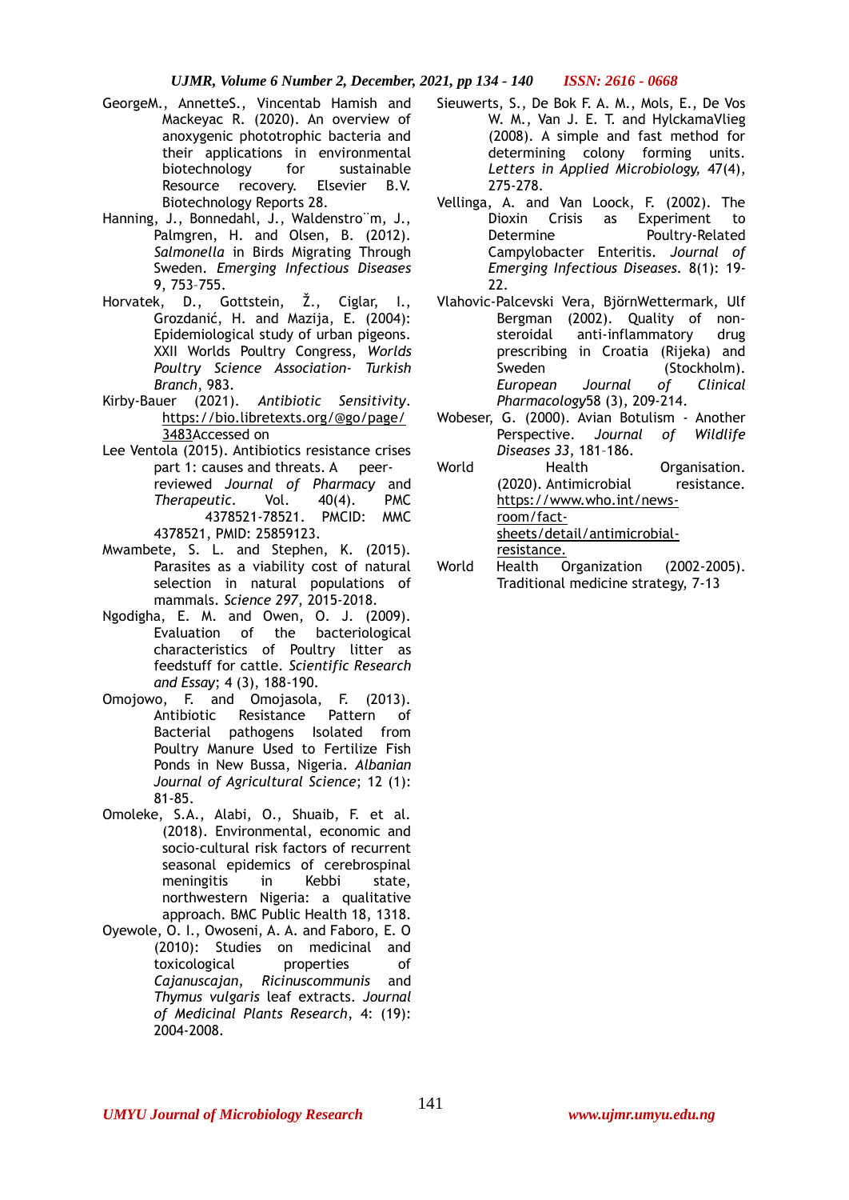GeorgeM., AnnetteS., Vincentab Hamish and Mackeyac R. (2020). An overview of anoxygenic phototrophic bacteria and their applications in environmental biotechnology for sustainable Resource recovery. Elsevier B.V. Biotechnology Reports 28.

Hanning, J., Bonnedahl, J., Waldenstro¨m, J., Palmgren, H. and Olsen, B. (2012). *Salmonella* in Birds Migrating Through Sweden. *Emerging Infectious Diseases* 9, 753–755.

Horvatek, D., Gottstein, Ž., Ciglar, I., Grozdanić, H. and Mazija, E. (2004): Epidemiological study of urban pigeons. XXII Worlds Poultry Congress, *Worlds Poultry Science Association- Turkish Branch*, 983.

Kirby-Bauer (2021). *Antibiotic Sensitivity*. https://bio.libretexts.org/@go/page/3483Accessed on

Lee Ventola (2015). Antibiotics resistance crises part 1: causes and threats. A peer-reviewed *Journal of Pharmacy* and *Therapeutic*. Vol. 40(4). PMC 4378521-78521. PMCID: MMC 4378521, PMID: 25859123.

Mwambete, S. L. and Stephen, K. (2015). Parasites as a viability cost of natural selection in natural populations of mammals. *Science 297*, 2015-2018.

Ngodigha, E. M. and Owen, O. J. (2009). Evaluation of the bacteriological characteristics of Poultry litter as feedstuff for cattle. *Scientific Research and Essay*; 4 (3), 188-190.

Omojowo, F. and Omojasola, F. (2013). Antibiotic Resistance Pattern of Bacterial pathogens Isolated from Poultry Manure Used to Fertilize Fish Ponds in New Bussa, Nigeria. *Albanian Journal of Agricultural Science*; 12 (1): 81-85.

Omoleke, S.A., Alabi, O., Shuaib, F. et al. (2018). Environmental, economic and socio-cultural risk factors of recurrent seasonal epidemics of cerebrospinal meningitis in Kebbi state, northwestern Nigeria: a qualitative approach. BMC Public Health 18, 1318.

Oyewole, O. I., Owoseni, A. A. and Faboro, E. O (2010): Studies on medicinal and toxicological properties of *Cajanuscajan*, *Ricinuscommunis* and *Thymus vulgaris* leaf extracts. *Journal of Medicinal Plants Research*, 4: (19): 2004-2008.

Sieuwerts, S., De Bok F. A. M., Mols, E., De Vos W. M., Van J. E. T. and HylckamaVlieg (2008). A simple and fast method for determining colony forming units. *Letters in Applied Microbiology,* 47(4), 275-278.

Vellinga, A. and Van Loock, F. (2002). The Dioxin Crisis as Experiment to Determine Poultry-Related Campylobacter Enteritis. *Journal of Emerging Infectious Diseases*. 8(1): 19-22.

Vlahovic-Palcevski Vera, BjörnWettermark, Ulf Bergman (2002). Quality of non-steroidal anti-inflammatory drug prescribing in Croatia (Rijeka) and Sweden (Stockholm). *European Journal of Clinical Pharmacology*58 (3), 209-214.

Wobeser, G. (2000). Avian Botulism - Another Perspective. *Journal of Wildlife Diseases 33*, 181–186.

World Health Organisation. (2020). Antimicrobial resistance. https://www.who.int/news-room/fact-sheets/detail/antimicrobial-resistance.

World Health Organization (2002-2005). Traditional medicine strategy, 7-13